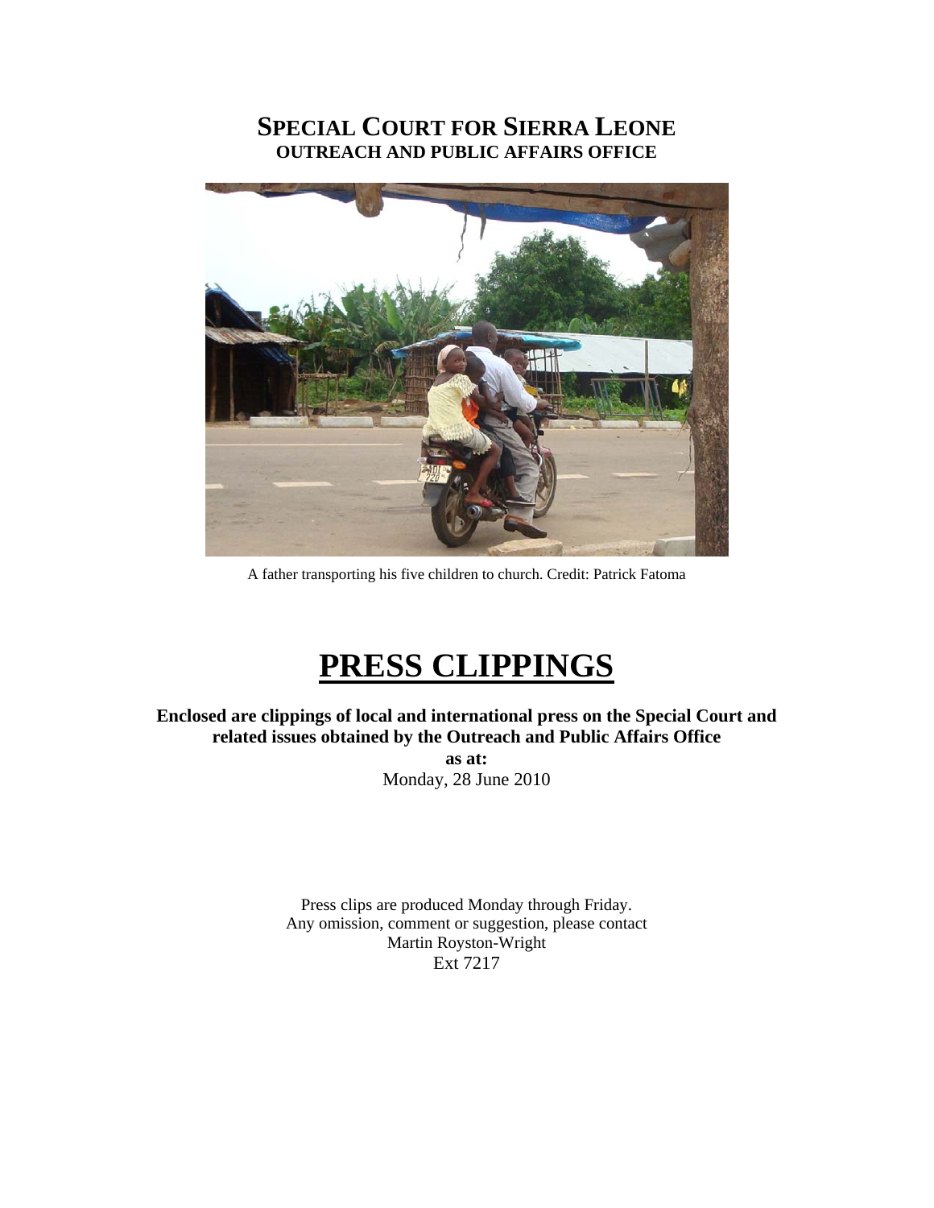# SPECIAL COURT FOR SIERRA LEONE

## OUTREACH AND PUBLIC AFFAIRS OFFICE

A father transporting his five children to church. Credit: Patrick Fatoma

# PRESS CLIPPINGS

**Enclosed are clippings of local and international press on the Special Court and related issues obtained by the Outreach and Public Affairs Office**

**as at:**

Monday, 28 June 2010

Press clips are produced Monday through Friday.
Any omission, comment or suggestion, please contact
Martin Royston-Wright
Ext 7217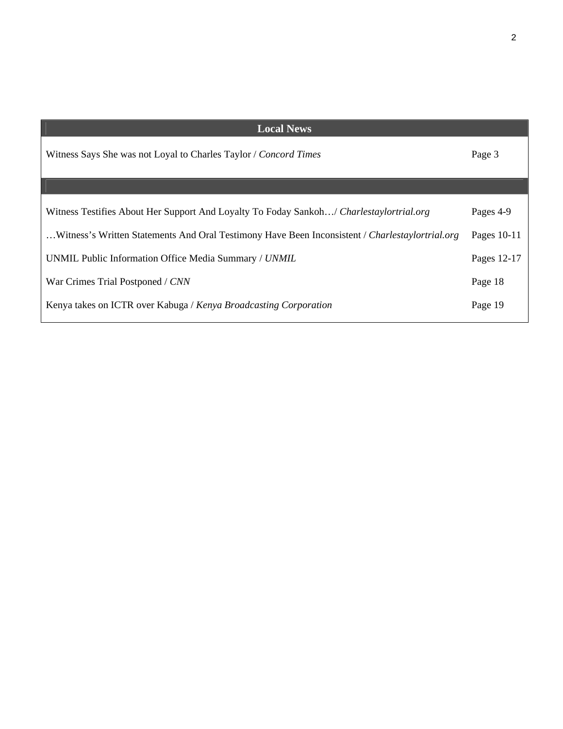| Local News | |
|---|---|
| Witness Says She was not Loyal to Charles Taylor / *Concord Times* | Page 3 |
| | |
| Witness Testifies About Her Support And Loyalty To Foday Sankoh…/ *Charlestaylortrial.org* | Pages 4-9 |
| …Witness's Written Statements And Oral Testimony Have Been Inconsistent / *Charlestaylortrial.org* | Pages 10-11 |
| UNMIL Public Information Office Media Summary / *UNMIL* | Pages 12-17 |
| War Crimes Trial Postponed / *CNN* | Page 18 |
| Kenya takes on ICTR over Kabuga / *Kenya Broadcasting Corporation* | Page 19 |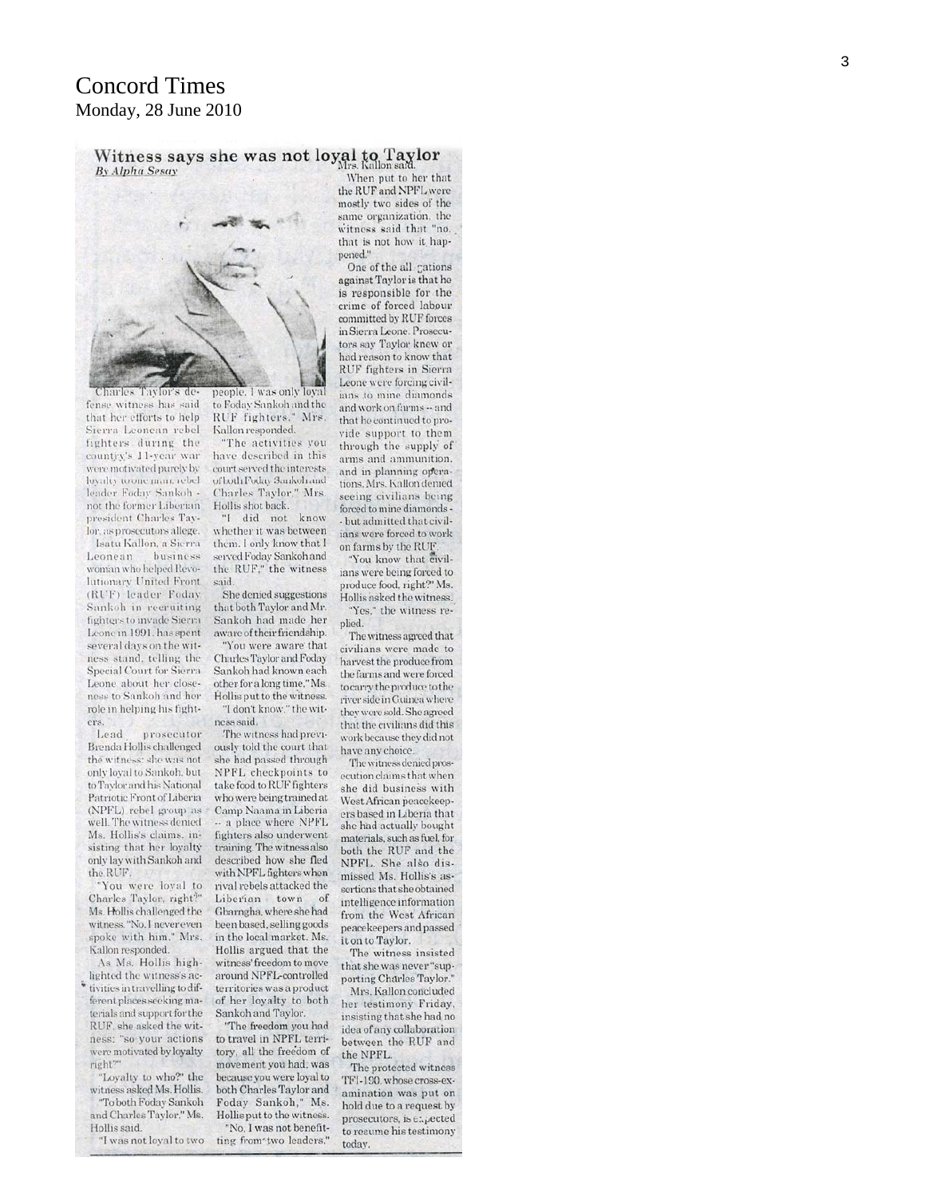# Concord Times

Monday, 28 June 2010

## Witness says she was not loyal to Taylor

*By Alpha Sesay*

Charles Taylor's defense witness has said that her efforts to help Sierra Leonean rebel fighters during the country's 11-year war were motivated purely by loyalty to one man, rebel leader Foday Sankoh - not the former Liberian president Charles Taylor, as prosecutors allege.

Isatu Kallon, a Sierra Leonean business woman who helped Revolutionary United Front (RUF) leader Foday Sankoh in recruiting fighters to invade Sierra Leone in 1991, has spent several days on the witness stand, telling the Special Court for Sierra Leone about her closeness to Sankoh and her role in helping his fighters.

Lead prosecutor Brenda Hollis challenged the witness: she was not only loyal to Sankoh, but to Taylor and his National Patriotic Front of Liberia (NPFL) rebel group as well. The witness denied Ms. Hollis's claims, insisting that her loyalty only lay with Sankoh and the RUF.

"You were loyal to Charles Taylor, right?" Ms. Hollis challenged the witness. "No, I never even spoke with him," Mrs. Kallon responded.

As Ms. Hollis highlighted the witness's activities in travelling to different places seeking materials and support for the RUF, she asked the witness: "so your actions were motivated by loyalty right?"

"Loyalty to who?" the witness asked Ms. Hollis.

"To both Foday Sankoh and Charles Taylor," Ms. Hollis said.

"I was not loyal to two people. I was only loyal to Foday Sankoh and the RUF fighters," Mrs. Kallon responded.

"The activities you have described in this court served the interests of both Foday Sankoh and Charles Taylor," Mrs. Hollis shot back.

"I did not know whether it was between them. I only know that I served Foday Sankoh and the RUF," the witness said.

She denied suggestions that both Taylor and Mr. Sankoh had made her aware of their friendship.

"You were aware that Charles Taylor and Foday Sankoh had known each other for a long time," Ms. Hollis put to the witness.

"I don't know," the witness said.

The witness had previously told the court that she had passed through NPFL checkpoints to take food to RUF fighters who were being trained at Camp Naama in Liberia -- a place where NPFL fighters also underwent training. The witness also described how she fled with NPFL fighters when rival rebels attacked the Liberian town of Gbarngha, where she had been based, selling goods in the local market. Ms. Hollis argued that the witness' freedom to move around NPFL-controlled territories was a product of her loyalty to both Sankoh and Taylor.

"The freedom you had to travel in NPFL territory, all the freedom of movement you had, was because you were loyal to both Charles Taylor and Foday Sankoh," Ms. Hollis put to the witness.

"No, I was not benefitting from two leaders," Mrs. Kallon said.

When put to her that the RUF and NPFL were mostly two sides of the same organization, the witness said that "no, that is not how it happened."

One of the allegations against Taylor is that he is responsible for the crime of forced labour committed by RUF forces in Sierra Leone. Prosecutors say Taylor knew or had reason to know that RUF fighters in Sierra Leone were forcing civilians to mine diamonds and work on farms -- and that he continued to provide support to them through the supply of arms and ammunition, and in planning operations. Mrs. Kallon denied seeing civilians being forced to mine diamonds -- but admitted that civilians were forced to work on farms by the RUF.

"You know that civilians were being forced to produce food, right?" Ms. Hollis asked the witness.

"Yes," the witness replied.

The witness agreed that civilians were made to harvest the produce from the farms and were forced to carry the produce to the river side in Guinea where they were sold. She agreed that the civilians did this work because they did not have any choice.

The witness denied prosecution claims that when she did business with West African peacekeepers based in Liberia that she had actually bought materials, such as fuel, for both the RUF and the NPFL. She also dismissed Ms. Hollis's assertions that she obtained intelligence information from the West African peacekeepers and passed it on to Taylor.

The witness insisted that she was never "supporting Charles Taylor."

Mrs. Kallon concluded her testimony Friday, insisting that she had no idea of any collaboration between the RUF and the NPFL.

The protected witness TF1-190, whose cross-examination was put on hold due to a request by prosecutors, is expected to resume his testimony today.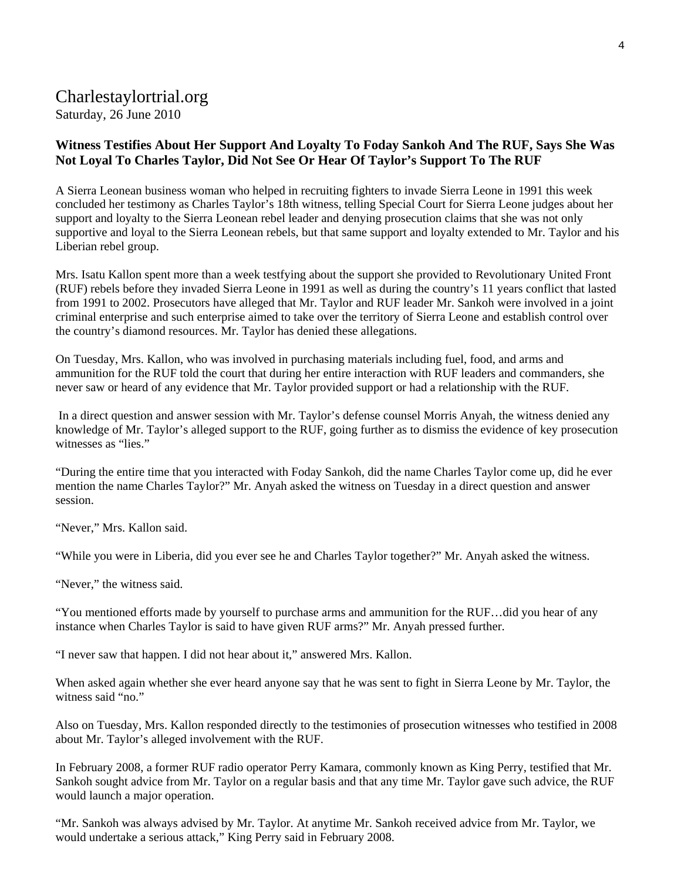Charlestaylortrial.org
Saturday, 26 June 2010

**Witness Testifies About Her Support And Loyalty To Foday Sankoh And The RUF, Says She Was Not Loyal To Charles Taylor, Did Not See Or Hear Of Taylor's Support To The RUF**

A Sierra Leonean business woman who helped in recruiting fighters to invade Sierra Leone in 1991 this week concluded her testimony as Charles Taylor's 18th witness, telling Special Court for Sierra Leone judges about her support and loyalty to the Sierra Leonean rebel leader and denying prosecution claims that she was not only supportive and loyal to the Sierra Leonean rebels, but that same support and loyalty extended to Mr. Taylor and his Liberian rebel group.

Mrs. Isatu Kallon spent more than a week testfying about the support she provided to Revolutionary United Front (RUF) rebels before they invaded Sierra Leone in 1991 as well as during the country's 11 years conflict that lasted from 1991 to 2002. Prosecutors have alleged that Mr. Taylor and RUF leader Mr. Sankoh were involved in a joint criminal enterprise and such enterprise aimed to take over the territory of Sierra Leone and establish control over the country's diamond resources. Mr. Taylor has denied these allegations.

On Tuesday, Mrs. Kallon, who was involved in purchasing materials including fuel, food, and arms and ammunition for the RUF told the court that during her entire interaction with RUF leaders and commanders, she never saw or heard of any evidence that Mr. Taylor provided support or had a relationship with the RUF.

In a direct question and answer session with Mr. Taylor's defense counsel Morris Anyah, the witness denied any knowledge of Mr. Taylor's alleged support to the RUF, going further as to dismiss the evidence of key prosecution witnesses as "lies."

"During the entire time that you interacted with Foday Sankoh, did the name Charles Taylor come up, did he ever mention the name Charles Taylor?" Mr. Anyah asked the witness on Tuesday in a direct question and answer session.

"Never," Mrs. Kallon said.

"While you were in Liberia, did you ever see he and Charles Taylor together?" Mr. Anyah asked the witness.

"Never," the witness said.

"You mentioned efforts made by yourself to purchase arms and ammunition for the RUF…did you hear of any instance when Charles Taylor is said to have given RUF arms?" Mr. Anyah pressed further.

"I never saw that happen. I did not hear about it," answered Mrs. Kallon.

When asked again whether she ever heard anyone say that he was sent to fight in Sierra Leone by Mr. Taylor, the witness said "no."

Also on Tuesday, Mrs. Kallon responded directly to the testimonies of prosecution witnesses who testified in 2008 about Mr. Taylor's alleged involvement with the RUF.

In February 2008, a former RUF radio operator Perry Kamara, commonly known as King Perry, testified that Mr. Sankoh sought advice from Mr. Taylor on a regular basis and that any time Mr. Taylor gave such advice, the RUF would launch a major operation.

"Mr. Sankoh was always advised by Mr. Taylor. At anytime Mr. Sankoh received advice from Mr. Taylor, we would undertake a serious attack," King Perry said in February 2008.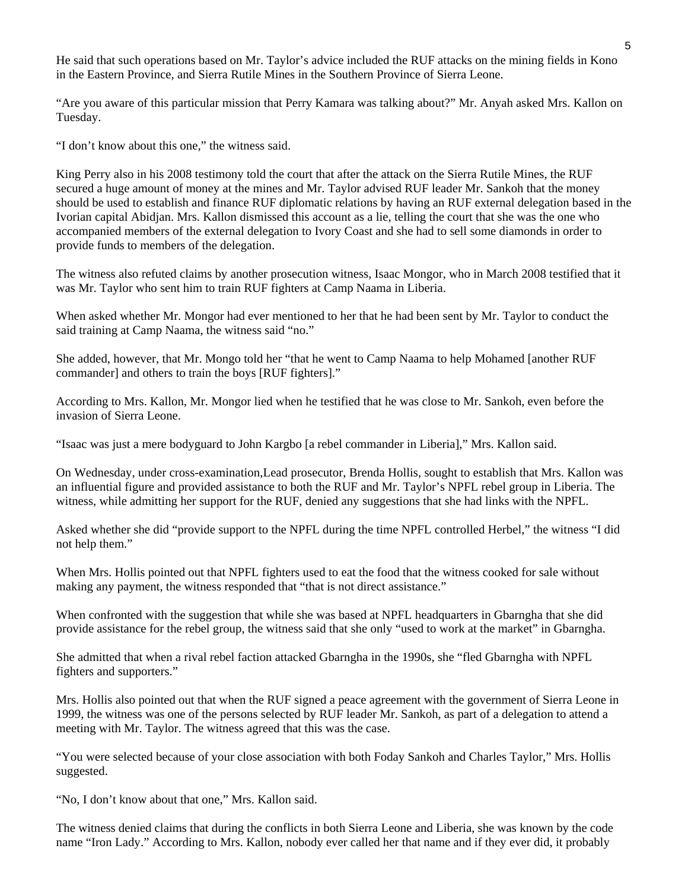He said that such operations based on Mr. Taylor's advice included the RUF attacks on the mining fields in Kono in the Eastern Province, and Sierra Rutile Mines in the Southern Province of Sierra Leone.

"Are you aware of this particular mission that Perry Kamara was talking about?" Mr. Anyah asked Mrs. Kallon on Tuesday.

"I don't know about this one," the witness said.

King Perry also in his 2008 testimony told the court that after the attack on the Sierra Rutile Mines, the RUF secured a huge amount of money at the mines and Mr. Taylor advised RUF leader Mr. Sankoh that the money should be used to establish and finance RUF diplomatic relations by having an RUF external delegation based in the Ivorian capital Abidjan. Mrs. Kallon dismissed this account as a lie, telling the court that she was the one who accompanied members of the external delegation to Ivory Coast and she had to sell some diamonds in order to provide funds to members of the delegation.

The witness also refuted claims by another prosecution witness, Isaac Mongor, who in March 2008 testified that it was Mr. Taylor who sent him to train RUF fighters at Camp Naama in Liberia.

When asked whether Mr. Mongor had ever mentioned to her that he had been sent by Mr. Taylor to conduct the said training at Camp Naama, the witness said "no."

She added, however, that Mr. Mongo told her "that he went to Camp Naama to help Mohamed [another RUF commander] and others to train the boys [RUF fighters]."

According to Mrs. Kallon, Mr. Mongor lied when he testified that he was close to Mr. Sankoh, even before the invasion of Sierra Leone.

"Isaac was just a mere bodyguard to John Kargbo [a rebel commander in Liberia]," Mrs. Kallon said.

On Wednesday, under cross-examination,Lead prosecutor, Brenda Hollis, sought to establish that Mrs. Kallon was an influential figure and provided assistance to both the RUF and Mr. Taylor's NPFL rebel group in Liberia. The witness, while admitting her support for the RUF, denied any suggestions that she had links with the NPFL.

Asked whether she did "provide support to the NPFL during the time NPFL controlled Herbel," the witness "I did not help them."

When Mrs. Hollis pointed out that NPFL fighters used to eat the food that the witness cooked for sale without making any payment, the witness responded that "that is not direct assistance."

When confronted with the suggestion that while she was based at NPFL headquarters in Gbarngha that she did provide assistance for the rebel group, the witness said that she only "used to work at the market" in Gbarngha.

She admitted that when a rival rebel faction attacked Gbarngha in the 1990s, she "fled Gbarngha with NPFL fighters and supporters."

Mrs. Hollis also pointed out that when the RUF signed a peace agreement with the government of Sierra Leone in 1999, the witness was one of the persons selected by RUF leader Mr. Sankoh, as part of a delegation to attend a meeting with Mr. Taylor. The witness agreed that this was the case.

"You were selected because of your close association with both Foday Sankoh and Charles Taylor," Mrs. Hollis suggested.

"No, I don't know about that one," Mrs. Kallon said.

The witness denied claims that during the conflicts in both Sierra Leone and Liberia, she was known by the code name "Iron Lady." According to Mrs. Kallon, nobody ever called her that name and if they ever did, it probably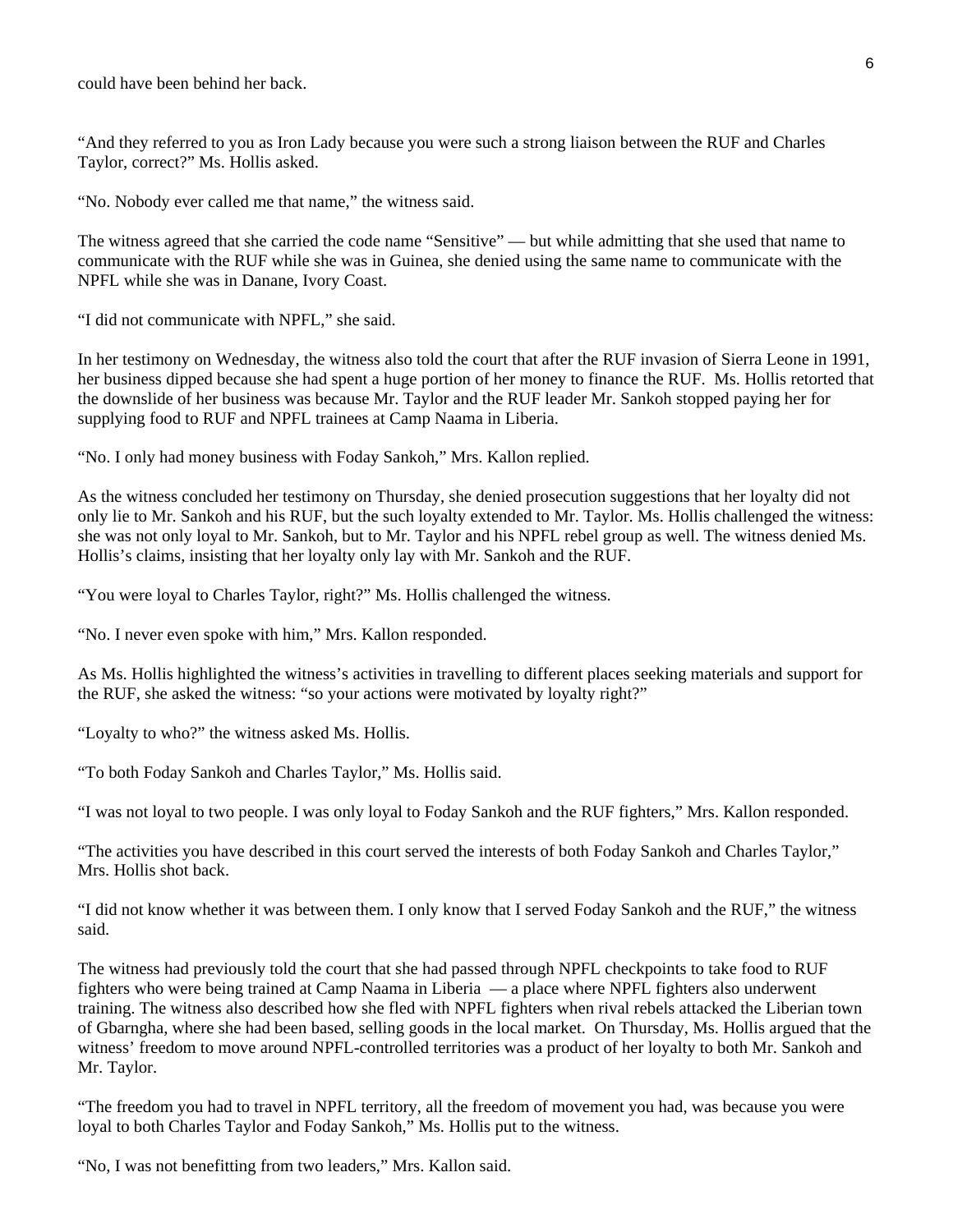could have been behind her back.

"And they referred to you as Iron Lady because you were such a strong liaison between the RUF and Charles Taylor, correct?" Ms. Hollis asked.

"No. Nobody ever called me that name," the witness said.

The witness agreed that she carried the code name "Sensitive" — but while admitting that she used that name to communicate with the RUF while she was in Guinea, she denied using the same name to communicate with the NPFL while she was in Danane, Ivory Coast.

"I did not communicate with NPFL," she said.

In her testimony on Wednesday, the witness also told the court that after the RUF invasion of Sierra Leone in 1991, her business dipped because she had spent a huge portion of her money to finance the RUF. Ms. Hollis retorted that the downslide of her business was because Mr. Taylor and the RUF leader Mr. Sankoh stopped paying her for supplying food to RUF and NPFL trainees at Camp Naama in Liberia.

"No. I only had money business with Foday Sankoh," Mrs. Kallon replied.

As the witness concluded her testimony on Thursday, she denied prosecution suggestions that her loyalty did not only lie to Mr. Sankoh and his RUF, but the such loyalty extended to Mr. Taylor. Ms. Hollis challenged the witness: she was not only loyal to Mr. Sankoh, but to Mr. Taylor and his NPFL rebel group as well. The witness denied Ms. Hollis's claims, insisting that her loyalty only lay with Mr. Sankoh and the RUF.

"You were loyal to Charles Taylor, right?" Ms. Hollis challenged the witness.

"No. I never even spoke with him," Mrs. Kallon responded.

As Ms. Hollis highlighted the witness's activities in travelling to different places seeking materials and support for the RUF, she asked the witness: "so your actions were motivated by loyalty right?"

"Loyalty to who?" the witness asked Ms. Hollis.

"To both Foday Sankoh and Charles Taylor," Ms. Hollis said.

"I was not loyal to two people. I was only loyal to Foday Sankoh and the RUF fighters," Mrs. Kallon responded.

"The activities you have described in this court served the interests of both Foday Sankoh and Charles Taylor," Mrs. Hollis shot back.

"I did not know whether it was between them. I only know that I served Foday Sankoh and the RUF," the witness said.

The witness had previously told the court that she had passed through NPFL checkpoints to take food to RUF fighters who were being trained at Camp Naama in Liberia — a place where NPFL fighters also underwent training. The witness also described how she fled with NPFL fighters when rival rebels attacked the Liberian town of Gbarngha, where she had been based, selling goods in the local market. On Thursday, Ms. Hollis argued that the witness' freedom to move around NPFL-controlled territories was a product of her loyalty to both Mr. Sankoh and Mr. Taylor.

"The freedom you had to travel in NPFL territory, all the freedom of movement you had, was because you were loyal to both Charles Taylor and Foday Sankoh," Ms. Hollis put to the witness.

"No, I was not benefitting from two leaders," Mrs. Kallon said.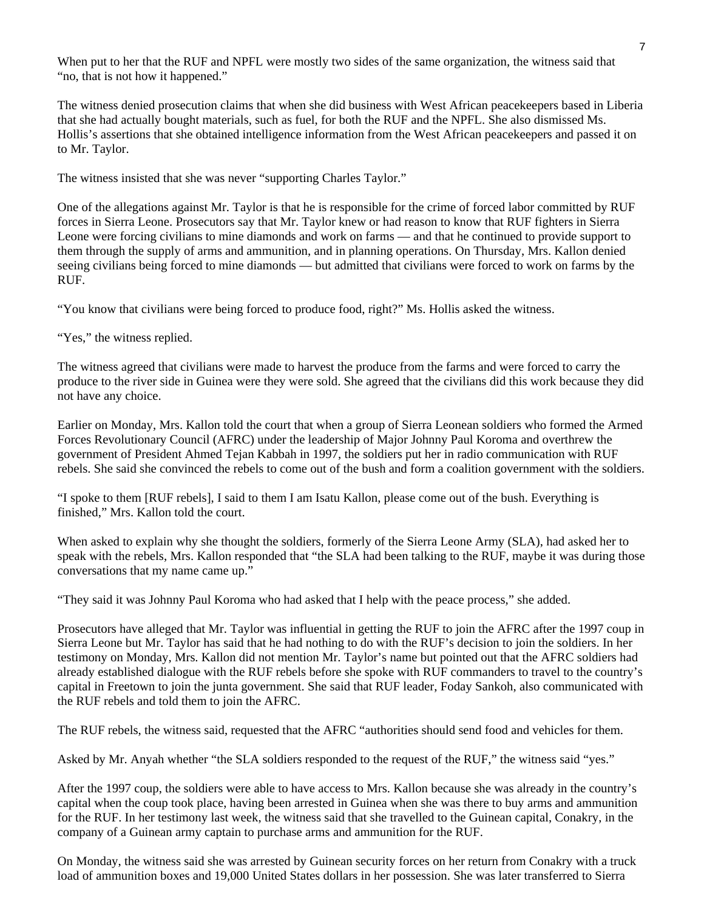When put to her that the RUF and NPFL were mostly two sides of the same organization, the witness said that "no, that is not how it happened."

The witness denied prosecution claims that when she did business with West African peacekeepers based in Liberia that she had actually bought materials, such as fuel, for both the RUF and the NPFL. She also dismissed Ms. Hollis's assertions that she obtained intelligence information from the West African peacekeepers and passed it on to Mr. Taylor.

The witness insisted that she was never "supporting Charles Taylor."

One of the allegations against Mr. Taylor is that he is responsible for the crime of forced labor committed by RUF forces in Sierra Leone. Prosecutors say that Mr. Taylor knew or had reason to know that RUF fighters in Sierra Leone were forcing civilians to mine diamonds and work on farms — and that he continued to provide support to them through the supply of arms and ammunition, and in planning operations. On Thursday, Mrs. Kallon denied seeing civilians being forced to mine diamonds — but admitted that civilians were forced to work on farms by the RUF.

"You know that civilians were being forced to produce food, right?" Ms. Hollis asked the witness.

"Yes," the witness replied.

The witness agreed that civilians were made to harvest the produce from the farms and were forced to carry the produce to the river side in Guinea were they were sold. She agreed that the civilians did this work because they did not have any choice.

Earlier on Monday, Mrs. Kallon told the court that when a group of Sierra Leonean soldiers who formed the Armed Forces Revolutionary Council (AFRC) under the leadership of Major Johnny Paul Koroma and overthrew the government of President Ahmed Tejan Kabbah in 1997, the soldiers put her in radio communication with RUF rebels. She said she convinced the rebels to come out of the bush and form a coalition government with the soldiers.

"I spoke to them [RUF rebels], I said to them I am Isatu Kallon, please come out of the bush. Everything is finished," Mrs. Kallon told the court.

When asked to explain why she thought the soldiers, formerly of the Sierra Leone Army (SLA), had asked her to speak with the rebels, Mrs. Kallon responded that "the SLA had been talking to the RUF, maybe it was during those conversations that my name came up."

"They said it was Johnny Paul Koroma who had asked that I help with the peace process," she added.

Prosecutors have alleged that Mr. Taylor was influential in getting the RUF to join the AFRC after the 1997 coup in Sierra Leone but Mr. Taylor has said that he had nothing to do with the RUF's decision to join the soldiers. In her testimony on Monday, Mrs. Kallon did not mention Mr. Taylor's name but pointed out that the AFRC soldiers had already established dialogue with the RUF rebels before she spoke with RUF commanders to travel to the country's capital in Freetown to join the junta government. She said that RUF leader, Foday Sankoh, also communicated with the RUF rebels and told them to join the AFRC.

The RUF rebels, the witness said, requested that the AFRC "authorities should send food and vehicles for them.

Asked by Mr. Anyah whether "the SLA soldiers responded to the request of the RUF," the witness said "yes."

After the 1997 coup, the soldiers were able to have access to Mrs. Kallon because she was already in the country's capital when the coup took place, having been arrested in Guinea when she was there to buy arms and ammunition for the RUF. In her testimony last week, the witness said that she travelled to the Guinean capital, Conakry, in the company of a Guinean army captain to purchase arms and ammunition for the RUF.

On Monday, the witness said she was arrested by Guinean security forces on her return from Conakry with a truck load of ammunition boxes and 19,000 United States dollars in her possession. She was later transferred to Sierra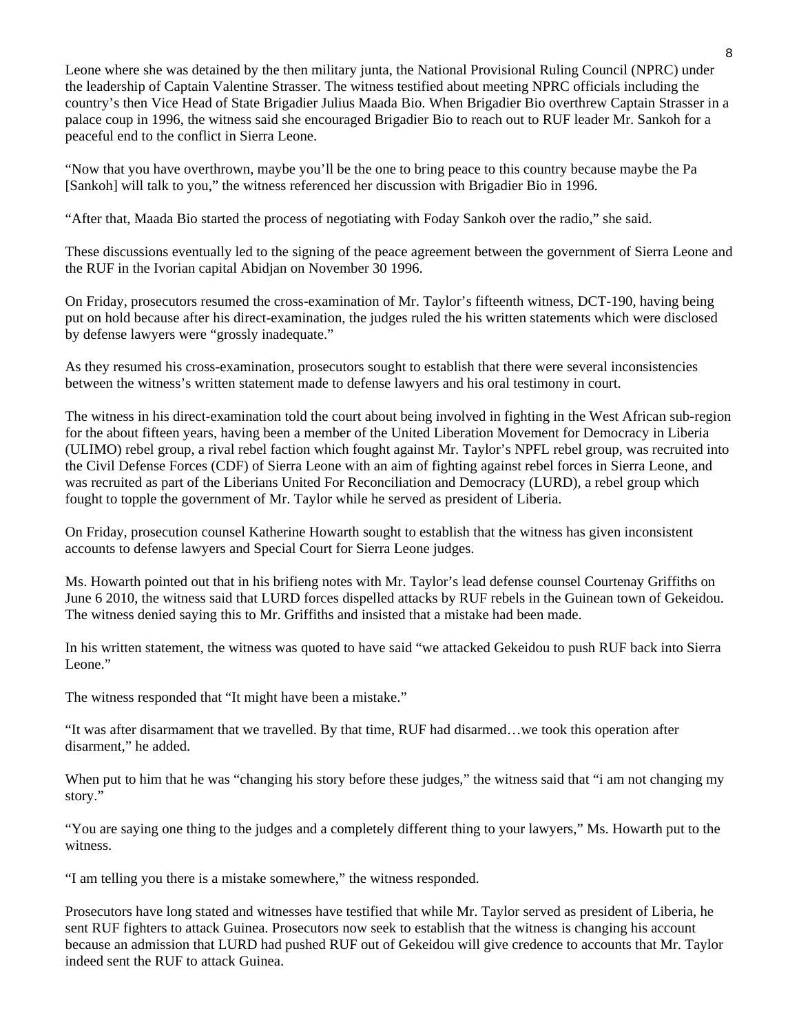Leone where she was detained by the then military junta, the National Provisional Ruling Council (NPRC) under the leadership of Captain Valentine Strasser. The witness testified about meeting NPRC officials including the country's then Vice Head of State Brigadier Julius Maada Bio. When Brigadier Bio overthrew Captain Strasser in a palace coup in 1996, the witness said she encouraged Brigadier Bio to reach out to RUF leader Mr. Sankoh for a peaceful end to the conflict in Sierra Leone.

"Now that you have overthrown, maybe you'll be the one to bring peace to this country because maybe the Pa [Sankoh] will talk to you," the witness referenced her discussion with Brigadier Bio in 1996.

"After that, Maada Bio started the process of negotiating with Foday Sankoh over the radio," she said.

These discussions eventually led to the signing of the peace agreement between the government of Sierra Leone and the RUF in the Ivorian capital Abidjan on November 30 1996.

On Friday, prosecutors resumed the cross-examination of Mr. Taylor's fifteenth witness, DCT-190, having being put on hold because after his direct-examination, the judges ruled the his written statements which were disclosed by defense lawyers were "grossly inadequate."

As they resumed his cross-examination, prosecutors sought to establish that there were several inconsistencies between the witness's written statement made to defense lawyers and his oral testimony in court.

The witness in his direct-examination told the court about being involved in fighting in the West African sub-region for the about fifteen years, having been a member of the United Liberation Movement for Democracy in Liberia (ULIMO) rebel group, a rival rebel faction which fought against Mr. Taylor's NPFL rebel group, was recruited into the Civil Defense Forces (CDF) of Sierra Leone with an aim of fighting against rebel forces in Sierra Leone, and was recruited as part of the Liberians United For Reconciliation and Democracy (LURD), a rebel group which fought to topple the government of Mr. Taylor while he served as president of Liberia.

On Friday, prosecution counsel Katherine Howarth sought to establish that the witness has given inconsistent accounts to defense lawyers and Special Court for Sierra Leone judges.

Ms. Howarth pointed out that in his brifieng notes with Mr. Taylor's lead defense counsel Courtenay Griffiths on June 6 2010, the witness said that LURD forces dispelled attacks by RUF rebels in the Guinean town of Gekeidou. The witness denied saying this to Mr. Griffiths and insisted that a mistake had been made.

In his written statement, the witness was quoted to have said "we attacked Gekeidou to push RUF back into Sierra Leone."

The witness responded that "It might have been a mistake."

"It was after disarmament that we travelled. By that time, RUF had disarmed…we took this operation after disarment," he added.

When put to him that he was "changing his story before these judges," the witness said that "i am not changing my story."

"You are saying one thing to the judges and a completely different thing to your lawyers," Ms. Howarth put to the witness.

"I am telling you there is a mistake somewhere," the witness responded.

Prosecutors have long stated and witnesses have testified that while Mr. Taylor served as president of Liberia, he sent RUF fighters to attack Guinea. Prosecutors now seek to establish that the witness is changing his account because an admission that LURD had pushed RUF out of Gekeidou will give credence to accounts that Mr. Taylor indeed sent the RUF to attack Guinea.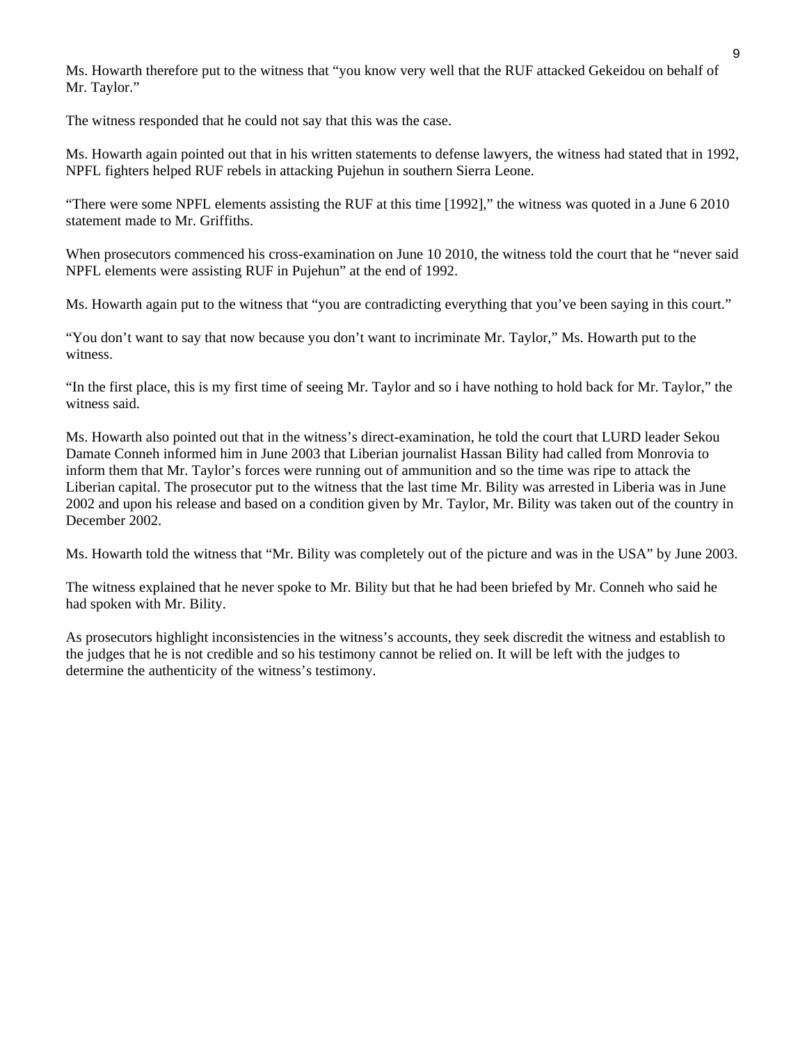Ms. Howarth therefore put to the witness that "you know very well that the RUF attacked Gekeidou on behalf of Mr. Taylor."

The witness responded that he could not say that this was the case.

Ms. Howarth again pointed out that in his written statements to defense lawyers, the witness had stated that in 1992, NPFL fighters helped RUF rebels in attacking Pujehun in southern Sierra Leone.

"There were some NPFL elements assisting the RUF at this time [1992]," the witness was quoted in a June 6 2010 statement made to Mr. Griffiths.

When prosecutors commenced his cross-examination on June 10 2010, the witness told the court that he "never said NPFL elements were assisting RUF in Pujehun" at the end of 1992.

Ms. Howarth again put to the witness that "you are contradicting everything that you've been saying in this court."

"You don't want to say that now because you don't want to incriminate Mr. Taylor," Ms. Howarth put to the witness.

"In the first place, this is my first time of seeing Mr. Taylor and so i have nothing to hold back for Mr. Taylor," the witness said.

Ms. Howarth also pointed out that in the witness's direct-examination, he told the court that LURD leader Sekou Damate Conneh informed him in June 2003 that Liberian journalist Hassan Bility had called from Monrovia to inform them that Mr. Taylor's forces were running out of ammunition and so the time was ripe to attack the Liberian capital. The prosecutor put to the witness that the last time Mr. Bility was arrested in Liberia was in June 2002 and upon his release and based on a condition given by Mr. Taylor, Mr. Bility was taken out of the country in December 2002.

Ms. Howarth told the witness that "Mr. Bility was completely out of the picture and was in the USA" by June 2003.

The witness explained that he never spoke to Mr. Bility but that he had been briefed by Mr. Conneh who said he had spoken with Mr. Bility.

As prosecutors highlight inconsistencies in the witness's accounts, they seek discredit the witness and establish to the judges that he is not credible and so his testimony cannot be relied on. It will be left with the judges to determine the authenticity of the witness's testimony.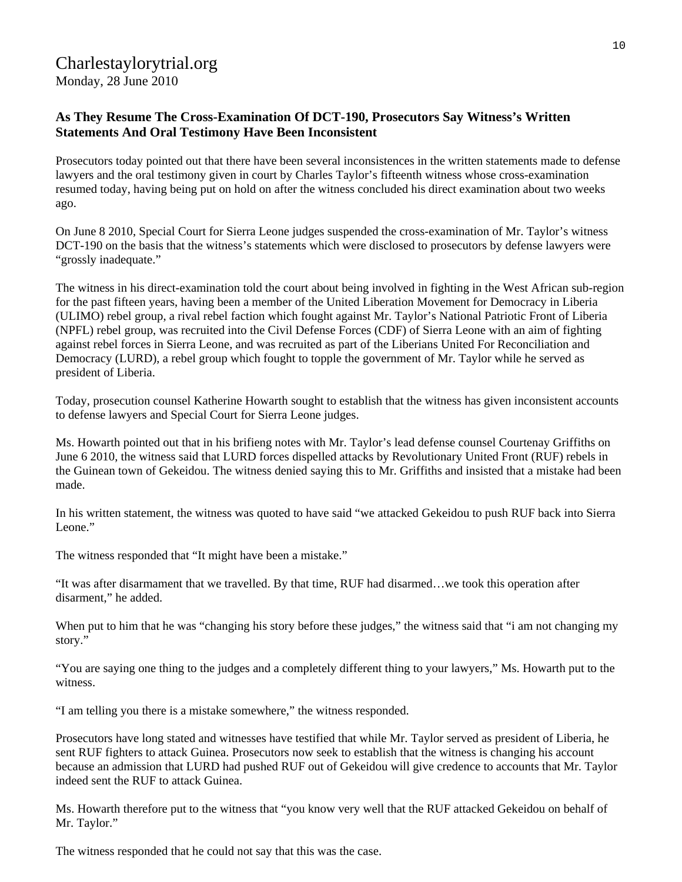Charlestaylorytrial.org
Monday, 28 June 2010

**As They Resume The Cross-Examination Of DCT-190, Prosecutors Say Witness's Written Statements And Oral Testimony Have Been Inconsistent**

Prosecutors today pointed out that there have been several inconsistences in the written statements made to defense lawyers and the oral testimony given in court by Charles Taylor's fifteenth witness whose cross-examination resumed today, having being put on hold on after the witness concluded his direct examination about two weeks ago.

On June 8 2010, Special Court for Sierra Leone judges suspended the cross-examination of Mr. Taylor's witness DCT-190 on the basis that the witness's statements which were disclosed to prosecutors by defense lawyers were "grossly inadequate."

The witness in his direct-examination told the court about being involved in fighting in the West African sub-region for the past fifteen years, having been a member of the United Liberation Movement for Democracy in Liberia (ULIMO) rebel group, a rival rebel faction which fought against Mr. Taylor's National Patriotic Front of Liberia (NPFL) rebel group, was recruited into the Civil Defense Forces (CDF) of Sierra Leone with an aim of fighting against rebel forces in Sierra Leone, and was recruited as part of the Liberians United For Reconciliation and Democracy (LURD), a rebel group which fought to topple the government of Mr. Taylor while he served as president of Liberia.

Today, prosecution counsel Katherine Howarth sought to establish that the witness has given inconsistent accounts to defense lawyers and Special Court for Sierra Leone judges.

Ms. Howarth pointed out that in his brifieng notes with Mr. Taylor's lead defense counsel Courtenay Griffiths on June 6 2010, the witness said that LURD forces dispelled attacks by Revolutionary United Front (RUF) rebels in the Guinean town of Gekeidou. The witness denied saying this to Mr. Griffiths and insisted that a mistake had been made.

In his written statement, the witness was quoted to have said "we attacked Gekeidou to push RUF back into Sierra Leone."

The witness responded that "It might have been a mistake."

"It was after disarmament that we travelled. By that time, RUF had disarmed…we took this operation after disarment," he added.

When put to him that he was "changing his story before these judges," the witness said that "i am not changing my story."

"You are saying one thing to the judges and a completely different thing to your lawyers," Ms. Howarth put to the witness.

"I am telling you there is a mistake somewhere," the witness responded.

Prosecutors have long stated and witnesses have testified that while Mr. Taylor served as president of Liberia, he sent RUF fighters to attack Guinea. Prosecutors now seek to establish that the witness is changing his account because an admission that LURD had pushed RUF out of Gekeidou will give credence to accounts that Mr. Taylor indeed sent the RUF to attack Guinea.

Ms. Howarth therefore put to the witness that "you know very well that the RUF attacked Gekeidou on behalf of Mr. Taylor."

The witness responded that he could not say that this was the case.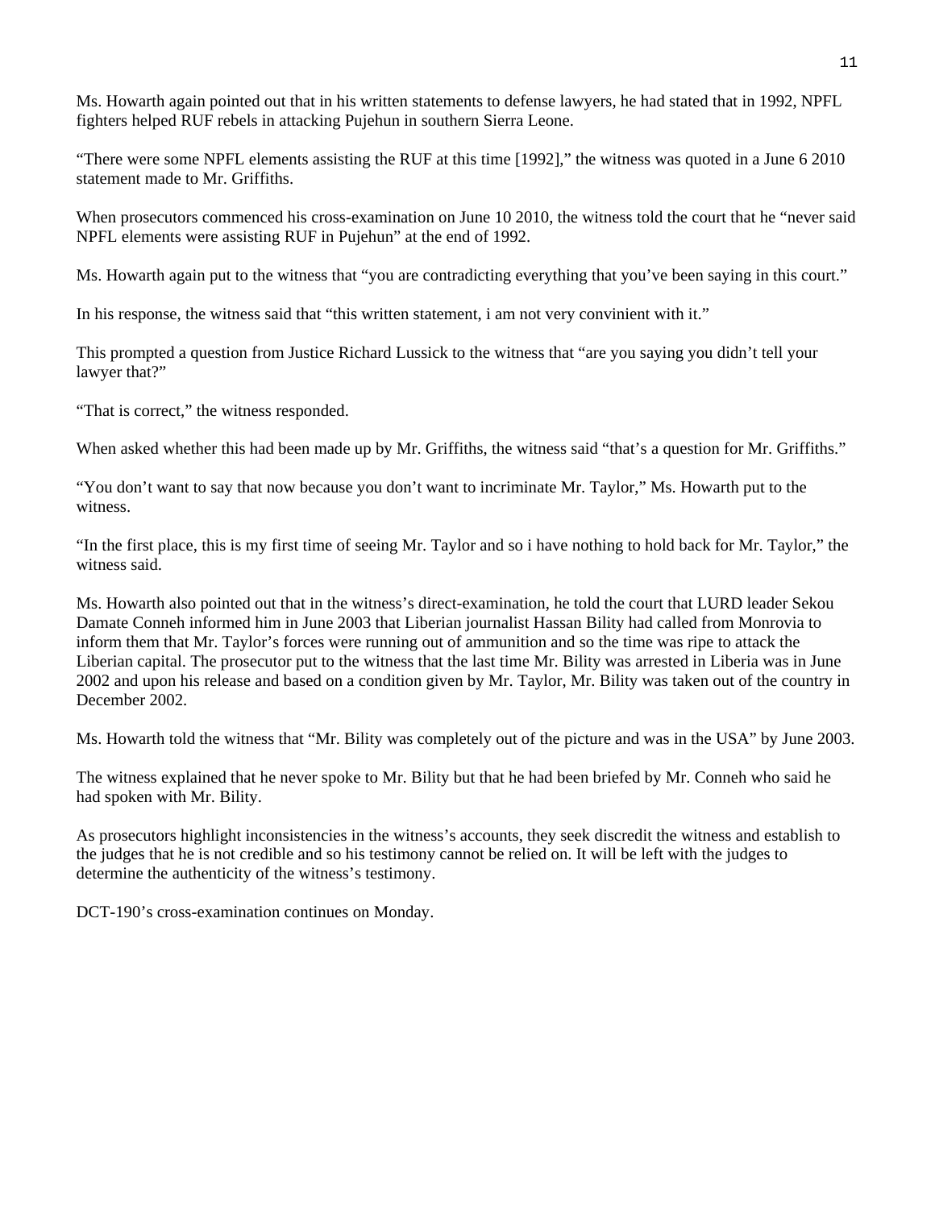Ms. Howarth again pointed out that in his written statements to defense lawyers, he had stated that in 1992, NPFL fighters helped RUF rebels in attacking Pujehun in southern Sierra Leone.

"There were some NPFL elements assisting the RUF at this time [1992]," the witness was quoted in a June 6 2010 statement made to Mr. Griffiths.

When prosecutors commenced his cross-examination on June 10 2010, the witness told the court that he "never said NPFL elements were assisting RUF in Pujehun" at the end of 1992.

Ms. Howarth again put to the witness that "you are contradicting everything that you've been saying in this court."

In his response, the witness said that "this written statement, i am not very convinient with it."

This prompted a question from Justice Richard Lussick to the witness that "are you saying you didn't tell your lawyer that?"

"That is correct," the witness responded.

When asked whether this had been made up by Mr. Griffiths, the witness said "that's a question for Mr. Griffiths."

"You don't want to say that now because you don't want to incriminate Mr. Taylor," Ms. Howarth put to the witness.

"In the first place, this is my first time of seeing Mr. Taylor and so i have nothing to hold back for Mr. Taylor," the witness said.

Ms. Howarth also pointed out that in the witness's direct-examination, he told the court that LURD leader Sekou Damate Conneh informed him in June 2003 that Liberian journalist Hassan Bility had called from Monrovia to inform them that Mr. Taylor's forces were running out of ammunition and so the time was ripe to attack the Liberian capital. The prosecutor put to the witness that the last time Mr. Bility was arrested in Liberia was in June 2002 and upon his release and based on a condition given by Mr. Taylor, Mr. Bility was taken out of the country in December 2002.

Ms. Howarth told the witness that "Mr. Bility was completely out of the picture and was in the USA" by June 2003.

The witness explained that he never spoke to Mr. Bility but that he had been briefed by Mr. Conneh who said he had spoken with Mr. Bility.

As prosecutors highlight inconsistencies in the witness's accounts, they seek discredit the witness and establish to the judges that he is not credible and so his testimony cannot be relied on. It will be left with the judges to determine the authenticity of the witness's testimony.

DCT-190's cross-examination continues on Monday.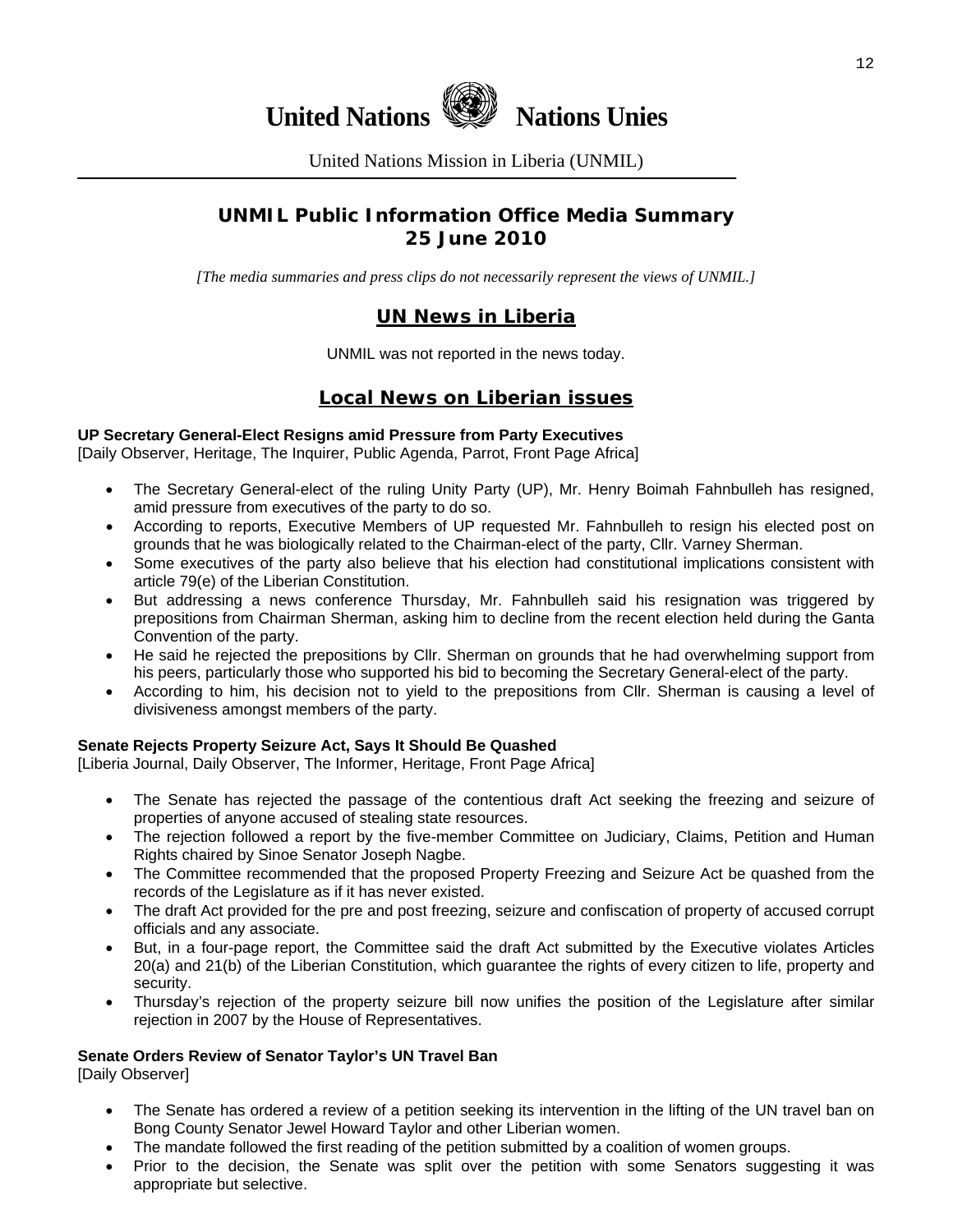# United Nations Nations Unies

United Nations Mission in Liberia (UNMIL)

## UNMIL Public Information Office Media Summary
## 25 June 2010

*[The media summaries and press clips do not necessarily represent the views of UNMIL.]*

## UN News in Liberia

UNMIL was not reported in the news today.

## Local News on Liberian issues

**UP Secretary General-Elect Resigns amid Pressure from Party Executives**
[Daily Observer, Heritage, The Inquirer, Public Agenda, Parrot, Front Page Africa]

- The Secretary General-elect of the ruling Unity Party (UP), Mr. Henry Boimah Fahnbulleh has resigned, amid pressure from executives of the party to do so.
- According to reports, Executive Members of UP requested Mr. Fahnbulleh to resign his elected post on grounds that he was biologically related to the Chairman-elect of the party, Cllr. Varney Sherman.
- Some executives of the party also believe that his election had constitutional implications consistent with article 79(e) of the Liberian Constitution.
- But addressing a news conference Thursday, Mr. Fahnbulleh said his resignation was triggered by prepositions from Chairman Sherman, asking him to decline from the recent election held during the Ganta Convention of the party.
- He said he rejected the prepositions by Cllr. Sherman on grounds that he had overwhelming support from his peers, particularly those who supported his bid to becoming the Secretary General-elect of the party.
- According to him, his decision not to yield to the prepositions from Cllr. Sherman is causing a level of divisiveness amongst members of the party.

**Senate Rejects Property Seizure Act, Says It Should Be Quashed**
[Liberia Journal, Daily Observer, The Informer, Heritage, Front Page Africa]

- The Senate has rejected the passage of the contentious draft Act seeking the freezing and seizure of properties of anyone accused of stealing state resources.
- The rejection followed a report by the five-member Committee on Judiciary, Claims, Petition and Human Rights chaired by Sinoe Senator Joseph Nagbe.
- The Committee recommended that the proposed Property Freezing and Seizure Act be quashed from the records of the Legislature as if it has never existed.
- The draft Act provided for the pre and post freezing, seizure and confiscation of property of accused corrupt officials and any associate.
- But, in a four-page report, the Committee said the draft Act submitted by the Executive violates Articles 20(a) and 21(b) of the Liberian Constitution, which guarantee the rights of every citizen to life, property and security.
- Thursday's rejection of the property seizure bill now unifies the position of the Legislature after similar rejection in 2007 by the House of Representatives.

**Senate Orders Review of Senator Taylor's UN Travel Ban**
[Daily Observer]

- The Senate has ordered a review of a petition seeking its intervention in the lifting of the UN travel ban on Bong County Senator Jewel Howard Taylor and other Liberian women.
- The mandate followed the first reading of the petition submitted by a coalition of women groups.
- Prior to the decision, the Senate was split over the petition with some Senators suggesting it was appropriate but selective.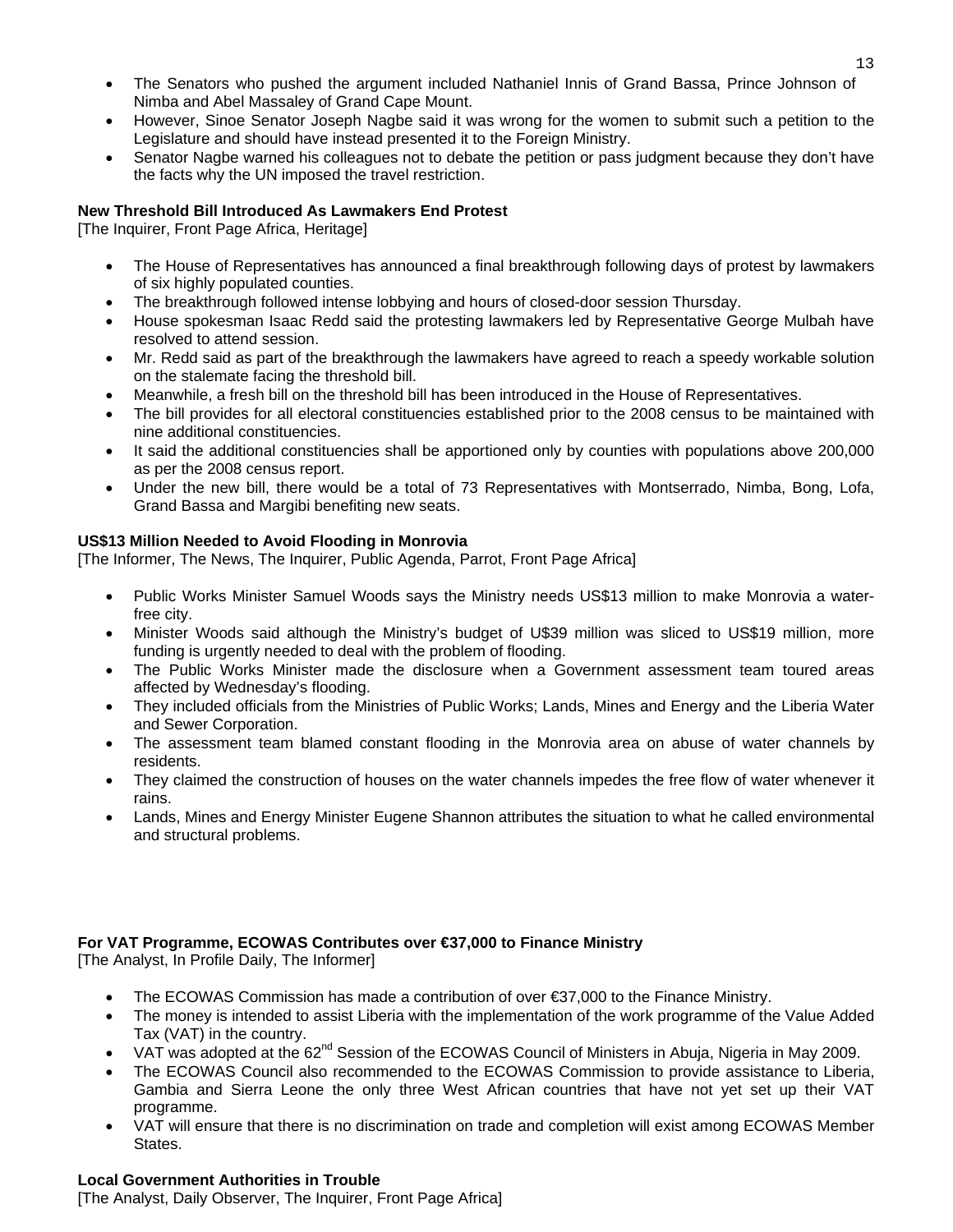- The Senators who pushed the argument included Nathaniel Innis of Grand Bassa, Prince Johnson of Nimba and Abel Massaley of Grand Cape Mount.
- However, Sinoe Senator Joseph Nagbe said it was wrong for the women to submit such a petition to the Legislature and should have instead presented it to the Foreign Ministry.
- Senator Nagbe warned his colleagues not to debate the petition or pass judgment because they don't have the facts why the UN imposed the travel restriction.

**New Threshold Bill Introduced As Lawmakers End Protest**
[The Inquirer, Front Page Africa, Heritage]

- The House of Representatives has announced a final breakthrough following days of protest by lawmakers of six highly populated counties.
- The breakthrough followed intense lobbying and hours of closed-door session Thursday.
- House spokesman Isaac Redd said the protesting lawmakers led by Representative George Mulbah have resolved to attend session.
- Mr. Redd said as part of the breakthrough the lawmakers have agreed to reach a speedy workable solution on the stalemate facing the threshold bill.
- Meanwhile, a fresh bill on the threshold bill has been introduced in the House of Representatives.
- The bill provides for all electoral constituencies established prior to the 2008 census to be maintained with nine additional constituencies.
- It said the additional constituencies shall be apportioned only by counties with populations above 200,000 as per the 2008 census report.
- Under the new bill, there would be a total of 73 Representatives with Montserrado, Nimba, Bong, Lofa, Grand Bassa and Margibi benefiting new seats.

**US$13 Million Needed to Avoid Flooding in Monrovia**
[The Informer, The News, The Inquirer, Public Agenda, Parrot, Front Page Africa]

- Public Works Minister Samuel Woods says the Ministry needs US$13 million to make Monrovia a water-free city.
- Minister Woods said although the Ministry's budget of U$39 million was sliced to US$19 million, more funding is urgently needed to deal with the problem of flooding.
- The Public Works Minister made the disclosure when a Government assessment team toured areas affected by Wednesday's flooding.
- They included officials from the Ministries of Public Works; Lands, Mines and Energy and the Liberia Water and Sewer Corporation.
- The assessment team blamed constant flooding in the Monrovia area on abuse of water channels by residents.
- They claimed the construction of houses on the water channels impedes the free flow of water whenever it rains.
- Lands, Mines and Energy Minister Eugene Shannon attributes the situation to what he called environmental and structural problems.

**For VAT Programme, ECOWAS Contributes over €37,000 to Finance Ministry**
[The Analyst, In Profile Daily, The Informer]

- The ECOWAS Commission has made a contribution of over €37,000 to the Finance Ministry.
- The money is intended to assist Liberia with the implementation of the work programme of the Value Added Tax (VAT) in the country.
- VAT was adopted at the 62nd Session of the ECOWAS Council of Ministers in Abuja, Nigeria in May 2009.
- The ECOWAS Council also recommended to the ECOWAS Commission to provide assistance to Liberia, Gambia and Sierra Leone the only three West African countries that have not yet set up their VAT programme.
- VAT will ensure that there is no discrimination on trade and completion will exist among ECOWAS Member States.

**Local Government Authorities in Trouble**
[The Analyst, Daily Observer, The Inquirer, Front Page Africa]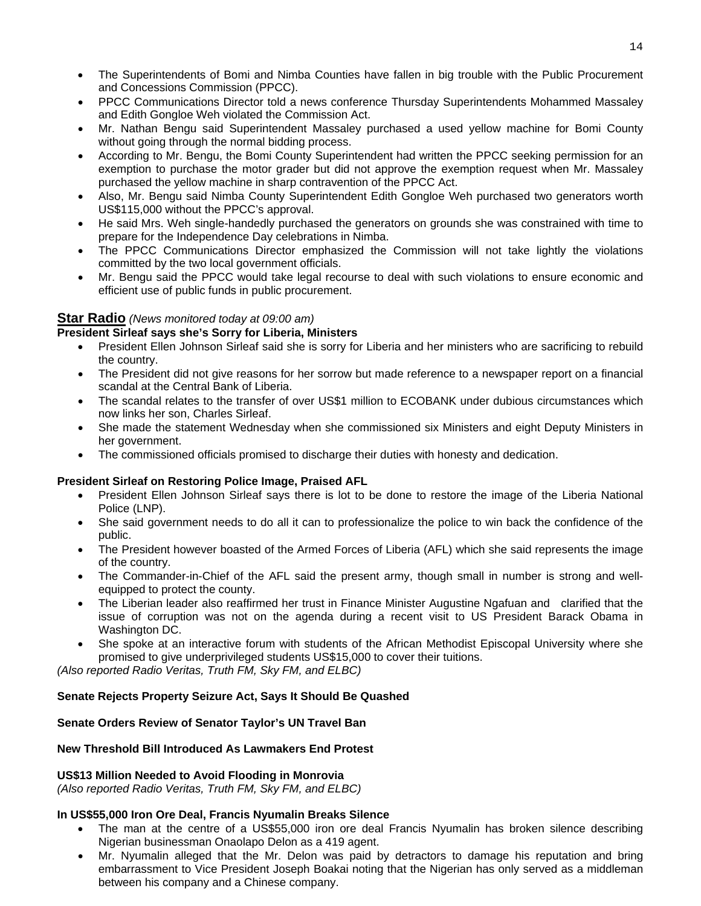- The Superintendents of Bomi and Nimba Counties have fallen in big trouble with the Public Procurement and Concessions Commission (PPCC).
- PPCC Communications Director told a news conference Thursday Superintendents Mohammed Massaley and Edith Gongloe Weh violated the Commission Act.
- Mr. Nathan Bengu said Superintendent Massaley purchased a used yellow machine for Bomi County without going through the normal bidding process.
- According to Mr. Bengu, the Bomi County Superintendent had written the PPCC seeking permission for an exemption to purchase the motor grader but did not approve the exemption request when Mr. Massaley purchased the yellow machine in sharp contravention of the PPCC Act.
- Also, Mr. Bengu said Nimba County Superintendent Edith Gongloe Weh purchased two generators worth US$115,000 without the PPCC's approval.
- He said Mrs. Weh single-handedly purchased the generators on grounds she was constrained with time to prepare for the Independence Day celebrations in Nimba.
- The PPCC Communications Director emphasized the Commission will not take lightly the violations committed by the two local government officials.
- Mr. Bengu said the PPCC would take legal recourse to deal with such violations to ensure economic and efficient use of public funds in public procurement.

## Star Radio *(News monitored today at 09:00 am)*

**President Sirleaf says she's Sorry for Liberia, Ministers**

- President Ellen Johnson Sirleaf said she is sorry for Liberia and her ministers who are sacrificing to rebuild the country.
- The President did not give reasons for her sorrow but made reference to a newspaper report on a financial scandal at the Central Bank of Liberia.
- The scandal relates to the transfer of over US$1 million to ECOBANK under dubious circumstances which now links her son, Charles Sirleaf.
- She made the statement Wednesday when she commissioned six Ministers and eight Deputy Ministers in her government.
- The commissioned officials promised to discharge their duties with honesty and dedication.

**President Sirleaf on Restoring Police Image, Praised AFL**

- President Ellen Johnson Sirleaf says there is lot to be done to restore the image of the Liberia National Police (LNP).
- She said government needs to do all it can to professionalize the police to win back the confidence of the public.
- The President however boasted of the Armed Forces of Liberia (AFL) which she said represents the image of the country.
- The Commander-in-Chief of the AFL said the present army, though small in number is strong and well-equipped to protect the county.
- The Liberian leader also reaffirmed her trust in Finance Minister Augustine Ngafuan and clarified that the issue of corruption was not on the agenda during a recent visit to US President Barack Obama in Washington DC.
- She spoke at an interactive forum with students of the African Methodist Episcopal University where she promised to give underprivileged students US$15,000 to cover their tuitions.

*(Also reported Radio Veritas, Truth FM, Sky FM, and ELBC)*

**Senate Rejects Property Seizure Act, Says It Should Be Quashed**

**Senate Orders Review of Senator Taylor's UN Travel Ban**

**New Threshold Bill Introduced As Lawmakers End Protest**

**US$13 Million Needed to Avoid Flooding in Monrovia**
*(Also reported Radio Veritas, Truth FM, Sky FM, and ELBC)*

**In US$55,000 Iron Ore Deal, Francis Nyumalin Breaks Silence**

- The man at the centre of a US$55,000 iron ore deal Francis Nyumalin has broken silence describing Nigerian businessman Onaolapo Delon as a 419 agent.
- Mr. Nyumalin alleged that the Mr. Delon was paid by detractors to damage his reputation and bring embarrassment to Vice President Joseph Boakai noting that the Nigerian has only served as a middleman between his company and a Chinese company.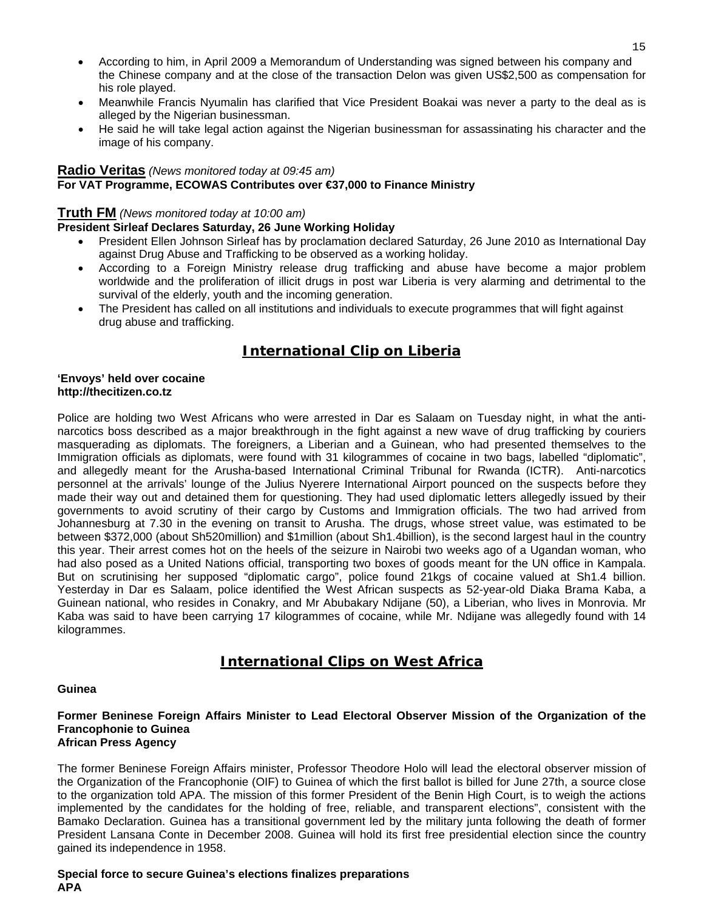- According to him, in April 2009 a Memorandum of Understanding was signed between his company and the Chinese company and at the close of the transaction Delon was given US$2,500 as compensation for his role played.
- Meanwhile Francis Nyumalin has clarified that Vice President Boakai was never a party to the deal as is alleged by the Nigerian businessman.
- He said he will take legal action against the Nigerian businessman for assassinating his character and the image of his company.

**Radio Veritas** *(News monitored today at 09:45 am)*
**For VAT Programme, ECOWAS Contributes over €37,000 to Finance Ministry**

**Truth FM** *(News monitored today at 10:00 am)*
**President Sirleaf Declares Saturday, 26 June Working Holiday**

- President Ellen Johnson Sirleaf has by proclamation declared Saturday, 26 June 2010 as International Day against Drug Abuse and Trafficking to be observed as a working holiday.
- According to a Foreign Ministry release drug trafficking and abuse have become a major problem worldwide and the proliferation of illicit drugs in post war Liberia is very alarming and detrimental to the survival of the elderly, youth and the incoming generation.
- The President has called on all institutions and individuals to execute programmes that will fight against drug abuse and trafficking.

## International Clip on Liberia

**'Envoys' held over cocaine**
**http://thecitizen.co.tz**

Police are holding two West Africans who were arrested in Dar es Salaam on Tuesday night, in what the anti-narcotics boss described as a major breakthrough in the fight against a new wave of drug trafficking by couriers masquerading as diplomats. The foreigners, a Liberian and a Guinean, who had presented themselves to the Immigration officials as diplomats, were found with 31 kilogrammes of cocaine in two bags, labelled "diplomatic", and allegedly meant for the Arusha-based International Criminal Tribunal for Rwanda (ICTR). Anti-narcotics personnel at the arrivals' lounge of the Julius Nyerere International Airport pounced on the suspects before they made their way out and detained them for questioning. They had used diplomatic letters allegedly issued by their governments to avoid scrutiny of their cargo by Customs and Immigration officials. The two had arrived from Johannesburg at 7.30 in the evening on transit to Arusha. The drugs, whose street value, was estimated to be between $372,000 (about Sh520million) and $1million (about Sh1.4billion), is the second largest haul in the country this year. Their arrest comes hot on the heels of the seizure in Nairobi two weeks ago of a Ugandan woman, who had also posed as a United Nations official, transporting two boxes of goods meant for the UN office in Kampala. But on scrutinising her supposed "diplomatic cargo", police found 21kgs of cocaine valued at Sh1.4 billion. Yesterday in Dar es Salaam, police identified the West African suspects as 52-year-old Diaka Brama Kaba, a Guinean national, who resides in Conakry, and Mr Abubakary Ndijane (50), a Liberian, who lives in Monrovia. Mr Kaba was said to have been carrying 17 kilogrammes of cocaine, while Mr. Ndijane was allegedly found with 14 kilogrammes.

## International Clips on West Africa

**Guinea**

**Former Beninese Foreign Affairs Minister to Lead Electoral Observer Mission of the Organization of the Francophonie to Guinea**
**African Press Agency**

The former Beninese Foreign Affairs minister, Professor Theodore Holo will lead the electoral observer mission of the Organization of the Francophonie (OIF) to Guinea of which the first ballot is billed for June 27th, a source close to the organization told APA. The mission of this former President of the Benin High Court, is to weigh the actions implemented by the candidates for the holding of free, reliable, and transparent elections", consistent with the Bamako Declaration. Guinea has a transitional government led by the military junta following the death of former President Lansana Conte in December 2008. Guinea will hold its first free presidential election since the country gained its independence in 1958.

**Special force to secure Guinea's elections finalizes preparations**
**APA**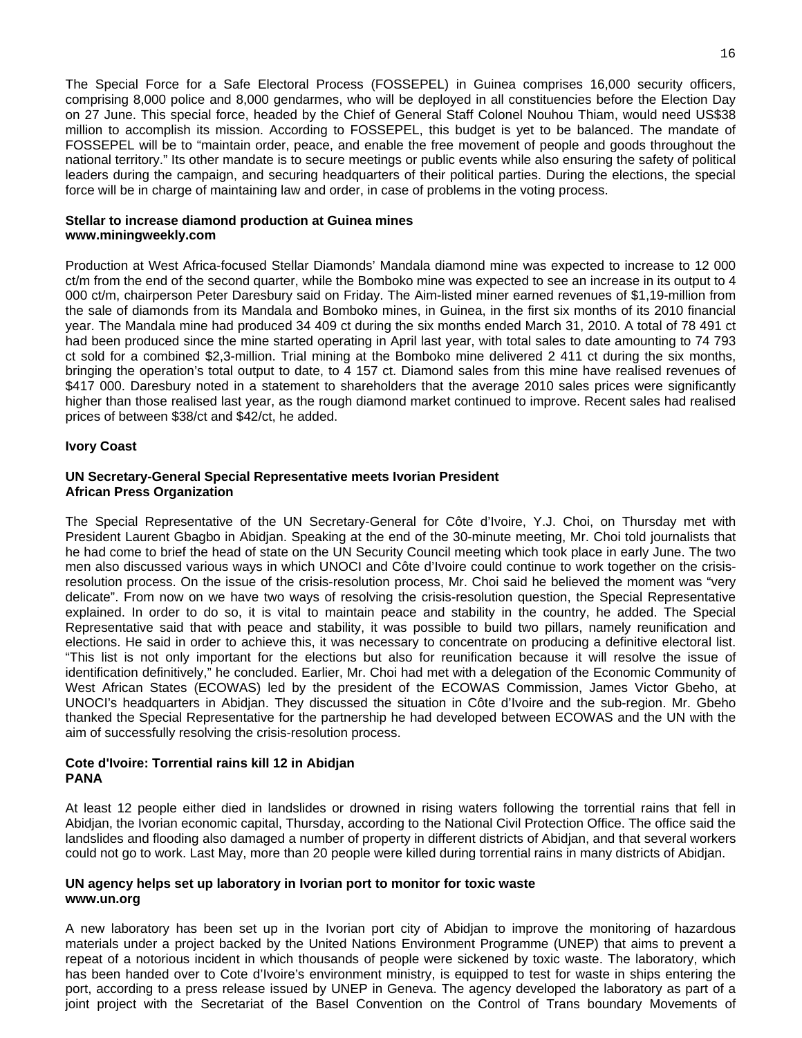The Special Force for a Safe Electoral Process (FOSSEPEL) in Guinea comprises 16,000 security officers, comprising 8,000 police and 8,000 gendarmes, who will be deployed in all constituencies before the Election Day on 27 June. This special force, headed by the Chief of General Staff Colonel Nouhou Thiam, would need US$38 million to accomplish its mission. According to FOSSEPEL, this budget is yet to be balanced. The mandate of FOSSEPEL will be to "maintain order, peace, and enable the free movement of people and goods throughout the national territory." Its other mandate is to secure meetings or public events while also ensuring the safety of political leaders during the campaign, and securing headquarters of their political parties. During the elections, the special force will be in charge of maintaining law and order, in case of problems in the voting process.

**Stellar to increase diamond production at Guinea mines**
**www.miningweekly.com**

Production at West Africa-focused Stellar Diamonds' Mandala diamond mine was expected to increase to 12 000 ct/m from the end of the second quarter, while the Bomboko mine was expected to see an increase in its output to 4 000 ct/m, chairperson Peter Daresbury said on Friday. The Aim-listed miner earned revenues of $1,19-million from the sale of diamonds from its Mandala and Bomboko mines, in Guinea, in the first six months of its 2010 financial year. The Mandala mine had produced 34 409 ct during the six months ended March 31, 2010. A total of 78 491 ct had been produced since the mine started operating in April last year, with total sales to date amounting to 74 793 ct sold for a combined $2,3-million. Trial mining at the Bomboko mine delivered 2 411 ct during the six months, bringing the operation's total output to date, to 4 157 ct. Diamond sales from this mine have realised revenues of $417 000. Daresbury noted in a statement to shareholders that the average 2010 sales prices were significantly higher than those realised last year, as the rough diamond market continued to improve. Recent sales had realised prices of between $38/ct and $42/ct, he added.

**Ivory Coast**

**UN Secretary-General Special Representative meets Ivorian President**
**African Press Organization**

The Special Representative of the UN Secretary-General for Côte d'Ivoire, Y.J. Choi, on Thursday met with President Laurent Gbagbo in Abidjan. Speaking at the end of the 30-minute meeting, Mr. Choi told journalists that he had come to brief the head of state on the UN Security Council meeting which took place in early June. The two men also discussed various ways in which UNOCI and Côte d'Ivoire could continue to work together on the crisis-resolution process. On the issue of the crisis-resolution process, Mr. Choi said he believed the moment was "very delicate". From now on we have two ways of resolving the crisis-resolution question, the Special Representative explained. In order to do so, it is vital to maintain peace and stability in the country, he added. The Special Representative said that with peace and stability, it was possible to build two pillars, namely reunification and elections. He said in order to achieve this, it was necessary to concentrate on producing a definitive electoral list. "This list is not only important for the elections but also for reunification because it will resolve the issue of identification definitively," he concluded. Earlier, Mr. Choi had met with a delegation of the Economic Community of West African States (ECOWAS) led by the president of the ECOWAS Commission, James Victor Gbeho, at UNOCI's headquarters in Abidjan. They discussed the situation in Côte d'Ivoire and the sub-region. Mr. Gbeho thanked the Special Representative for the partnership he had developed between ECOWAS and the UN with the aim of successfully resolving the crisis-resolution process.

**Cote d'Ivoire: Torrential rains kill 12 in Abidjan**
**PANA**

At least 12 people either died in landslides or drowned in rising waters following the torrential rains that fell in Abidjan, the Ivorian economic capital, Thursday, according to the National Civil Protection Office. The office said the landslides and flooding also damaged a number of property in different districts of Abidjan, and that several workers could not go to work. Last May, more than 20 people were killed during torrential rains in many districts of Abidjan.

**UN agency helps set up laboratory in Ivorian port to monitor for toxic waste**
**www.un.org**

A new laboratory has been set up in the Ivorian port city of Abidjan to improve the monitoring of hazardous materials under a project backed by the United Nations Environment Programme (UNEP) that aims to prevent a repeat of a notorious incident in which thousands of people were sickened by toxic waste. The laboratory, which has been handed over to Cote d'Ivoire's environment ministry, is equipped to test for waste in ships entering the port, according to a press release issued by UNEP in Geneva. The agency developed the laboratory as part of a joint project with the Secretariat of the Basel Convention on the Control of Trans boundary Movements of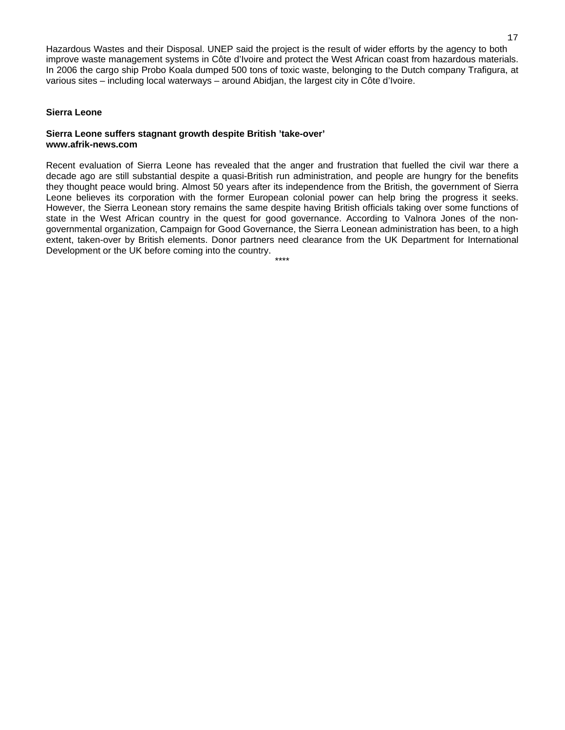Hazardous Wastes and their Disposal. UNEP said the project is the result of wider efforts by the agency to both improve waste management systems in Côte d'Ivoire and protect the West African coast from hazardous materials. In 2006 the cargo ship Probo Koala dumped 500 tons of toxic waste, belonging to the Dutch company Trafigura, at various sites – including local waterways – around Abidjan, the largest city in Côte d'Ivoire.

## Sierra Leone

**Sierra Leone suffers stagnant growth despite British 'take-over'**
**www.afrik-news.com**

Recent evaluation of Sierra Leone has revealed that the anger and frustration that fuelled the civil war there a decade ago are still substantial despite a quasi-British run administration, and people are hungry for the benefits they thought peace would bring. Almost 50 years after its independence from the British, the government of Sierra Leone believes its corporation with the former European colonial power can help bring the progress it seeks. However, the Sierra Leonean story remains the same despite having British officials taking over some functions of state in the West African country in the quest for good governance. According to Valnora Jones of the non-governmental organization, Campaign for Good Governance, the Sierra Leonean administration has been, to a high extent, taken-over by British elements. Donor partners need clearance from the UK Department for International Development or the UK before coming into the country.

****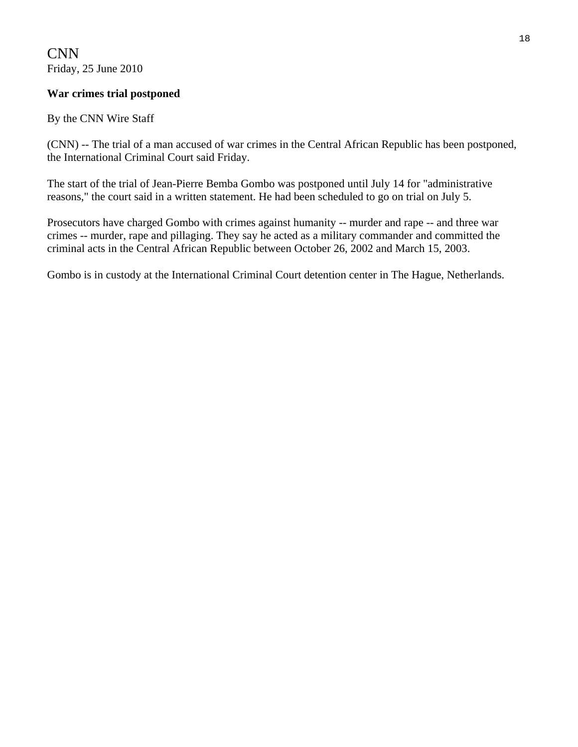CNN
Friday, 25 June 2010

**War crimes trial postponed**

By the CNN Wire Staff

(CNN) -- The trial of a man accused of war crimes in the Central African Republic has been postponed, the International Criminal Court said Friday.

The start of the trial of Jean-Pierre Bemba Gombo was postponed until July 14 for "administrative reasons," the court said in a written statement. He had been scheduled to go on trial on July 5.

Prosecutors have charged Gombo with crimes against humanity -- murder and rape -- and three war crimes -- murder, rape and pillaging. They say he acted as a military commander and committed the criminal acts in the Central African Republic between October 26, 2002 and March 15, 2003.

Gombo is in custody at the International Criminal Court detention center in The Hague, Netherlands.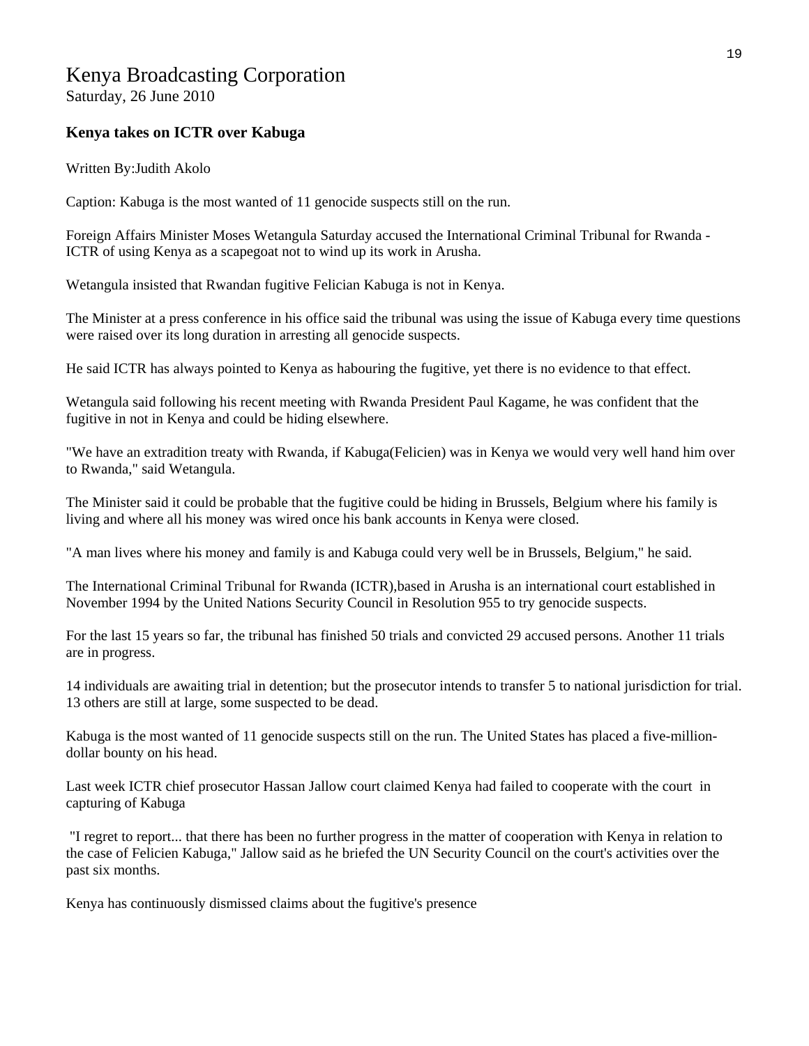# Kenya Broadcasting Corporation

Saturday, 26 June 2010

**Kenya takes on ICTR over Kabuga**

Written By:Judith Akolo

Caption: Kabuga is the most wanted of 11 genocide suspects still on the run.

Foreign Affairs Minister Moses Wetangula Saturday accused the International Criminal Tribunal for Rwanda - ICTR of using Kenya as a scapegoat not to wind up its work in Arusha.

Wetangula insisted that Rwandan fugitive Felician Kabuga is not in Kenya.

The Minister at a press conference in his office said the tribunal was using the issue of Kabuga every time questions were raised over its long duration in arresting all genocide suspects.

He said ICTR has always pointed to Kenya as habouring the fugitive, yet there is no evidence to that effect.

Wetangula said following his recent meeting with Rwanda President Paul Kagame, he was confident that the fugitive in not in Kenya and could be hiding elsewhere.

"We have an extradition treaty with Rwanda, if Kabuga(Felicien) was in Kenya we would very well hand him over to Rwanda," said Wetangula.

The Minister said it could be probable that the fugitive could be hiding in Brussels, Belgium where his family is living and where all his money was wired once his bank accounts in Kenya were closed.

"A man lives where his money and family is and Kabuga could very well be in Brussels, Belgium," he said.

The International Criminal Tribunal for Rwanda (ICTR),based in Arusha is an international court established in November 1994 by the United Nations Security Council in Resolution 955 to try genocide suspects.

For the last 15 years so far, the tribunal has finished 50 trials and convicted 29 accused persons. Another 11 trials are in progress.

14 individuals are awaiting trial in detention; but the prosecutor intends to transfer 5 to national jurisdiction for trial. 13 others are still at large, some suspected to be dead.

Kabuga is the most wanted of 11 genocide suspects still on the run. The United States has placed a five-million-dollar bounty on his head.

Last week ICTR chief prosecutor Hassan Jallow court claimed Kenya had failed to cooperate with the court in capturing of Kabuga

"I regret to report... that there has been no further progress in the matter of cooperation with Kenya in relation to the case of Felicien Kabuga," Jallow said as he briefed the UN Security Council on the court's activities over the past six months.

Kenya has continuously dismissed claims about the fugitive's presence